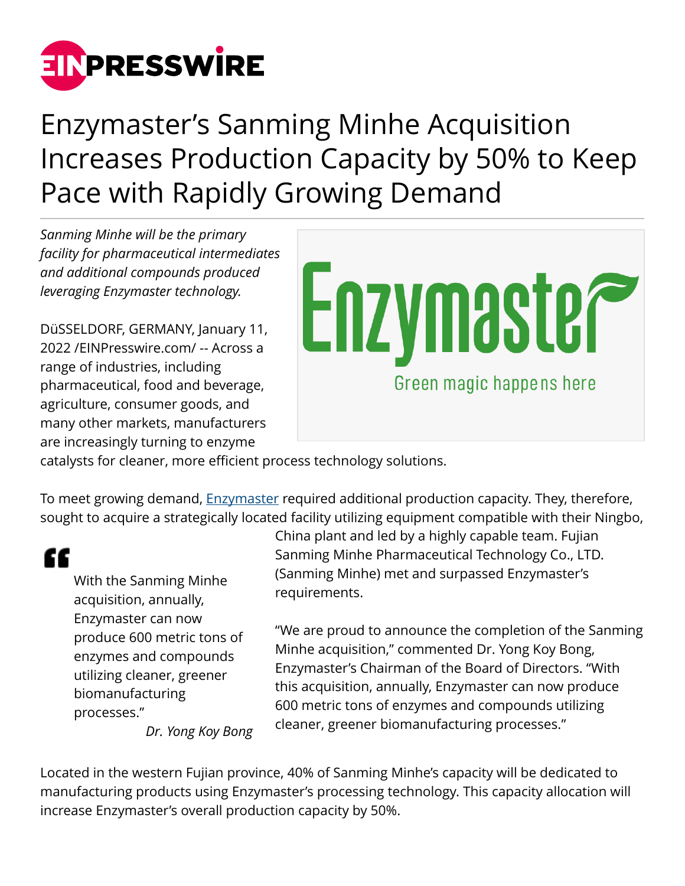# Enzymaster's Sanming Minhe Acquisition Increases Production Capacity by 50% to Keep Pace with Rapidly Growing Demand

*Sanming Minhe will be the primary facility for pharmaceutical intermediates and additional compounds produced leveraging Enzymaster technology.*

DüSSELDORF, GERMANY, January 11, 2022 /EINPresswire.com/ -- Across a range of industries, including pharmaceutical, food and beverage, agriculture, consumer goods, and many other markets, manufacturers are increasingly turning to enzyme catalysts for cleaner, more efficient process technology solutions.

To meet growing demand, Enzymaster required additional production capacity. They, therefore, sought to acquire a strategically located facility utilizing equipment compatible with their Ningbo, China plant and led by a highly capable team. Fujian Sanming Minhe Pharmaceutical Technology Co., LTD. (Sanming Minhe) met and surpassed Enzymaster's requirements.

> With the Sanming Minhe acquisition, annually, Enzymaster can now produce 600 metric tons of enzymes and compounds utilizing cleaner, greener biomanufacturing processes."
>
> *Dr. Yong Koy Bong*

"We are proud to announce the completion of the Sanming Minhe acquisition," commented Dr. Yong Koy Bong, Enzymaster's Chairman of the Board of Directors. "With this acquisition, annually, Enzymaster can now produce 600 metric tons of enzymes and compounds utilizing cleaner, greener biomanufacturing processes."

Located in the western Fujian province, 40% of Sanming Minhe's capacity will be dedicated to manufacturing products using Enzymaster's processing technology. This capacity allocation will increase Enzymaster's overall production capacity by 50%.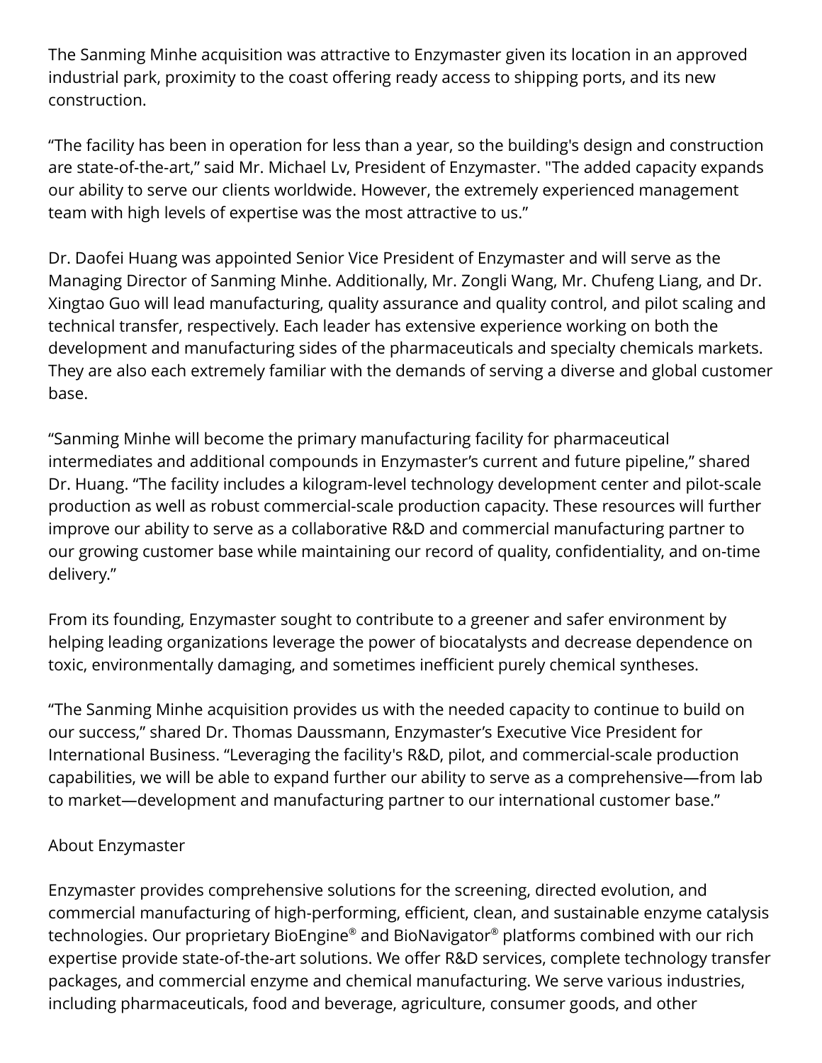The Sanming Minhe acquisition was attractive to Enzymaster given its location in an approved industrial park, proximity to the coast offering ready access to shipping ports, and its new construction.

“The facility has been in operation for less than a year, so the building's design and construction are state-of-the-art,” said Mr. Michael Lv, President of Enzymaster. "The added capacity expands our ability to serve our clients worldwide. However, the extremely experienced management team with high levels of expertise was the most attractive to us.”

Dr. Daofei Huang was appointed Senior Vice President of Enzymaster and will serve as the Managing Director of Sanming Minhe. Additionally, Mr. Zongli Wang, Mr. Chufeng Liang, and Dr. Xingtao Guo will lead manufacturing, quality assurance and quality control, and pilot scaling and technical transfer, respectively. Each leader has extensive experience working on both the development and manufacturing sides of the pharmaceuticals and specialty chemicals markets. They are also each extremely familiar with the demands of serving a diverse and global customer base.

“Sanming Minhe will become the primary manufacturing facility for pharmaceutical intermediates and additional compounds in Enzymaster’s current and future pipeline,” shared Dr. Huang. “The facility includes a kilogram-level technology development center and pilot-scale production as well as robust commercial-scale production capacity. These resources will further improve our ability to serve as a collaborative R&D and commercial manufacturing partner to our growing customer base while maintaining our record of quality, confidentiality, and on-time delivery.”

From its founding, Enzymaster sought to contribute to a greener and safer environment by helping leading organizations leverage the power of biocatalysts and decrease dependence on toxic, environmentally damaging, and sometimes inefficient purely chemical syntheses.

“The Sanming Minhe acquisition provides us with the needed capacity to continue to build on our success,” shared Dr. Thomas Daussmann, Enzymaster’s Executive Vice President for International Business. “Leveraging the facility's R&D, pilot, and commercial-scale production capabilities, we will be able to expand further our ability to serve as a comprehensive—from lab to market—development and manufacturing partner to our international customer base.”

About Enzymaster

Enzymaster provides comprehensive solutions for the screening, directed evolution, and commercial manufacturing of high-performing, efficient, clean, and sustainable enzyme catalysis technologies. Our proprietary BioEngine® and BioNavigator® platforms combined with our rich expertise provide state-of-the-art solutions. We offer R&D services, complete technology transfer packages, and commercial enzyme and chemical manufacturing. We serve various industries, including pharmaceuticals, food and beverage, agriculture, consumer goods, and other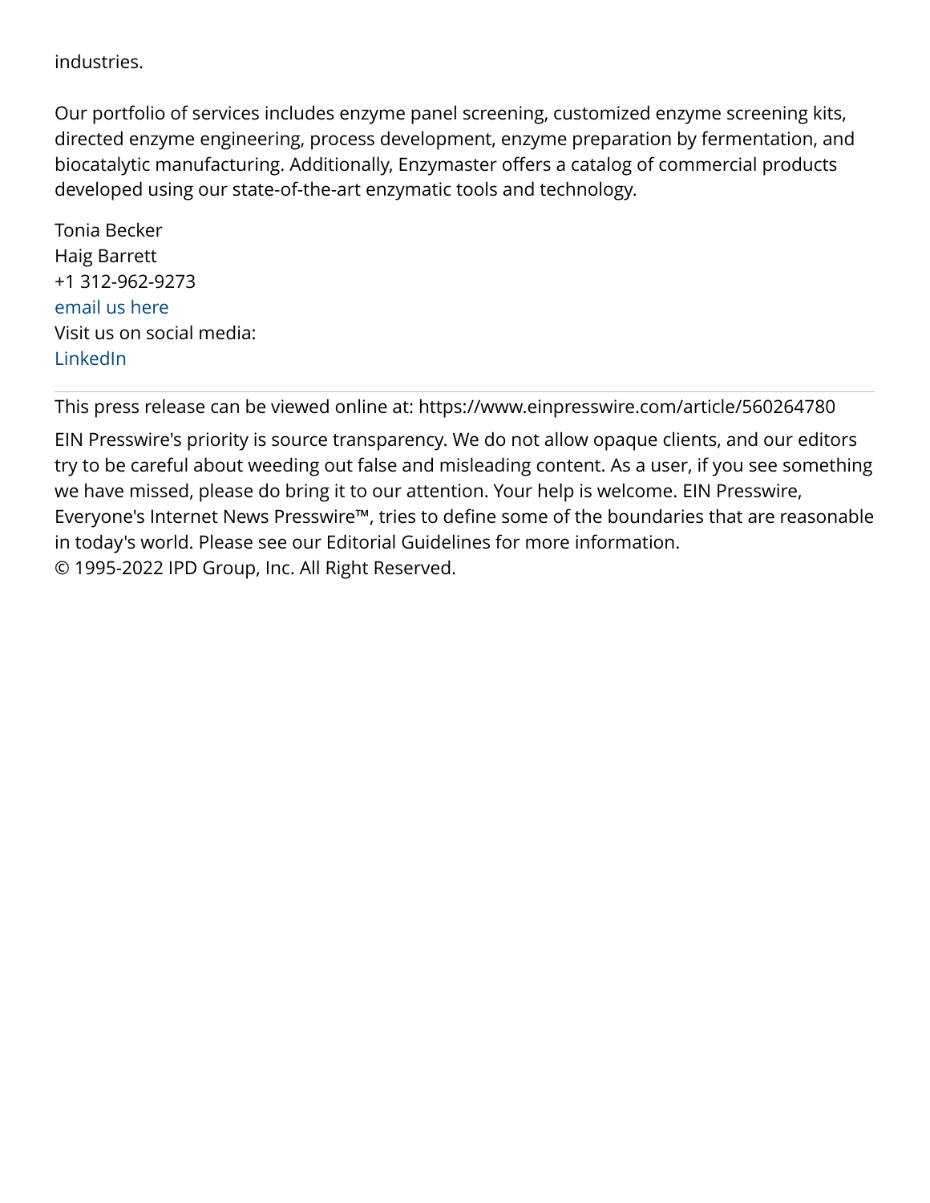industries.

Our portfolio of services includes enzyme panel screening, customized enzyme screening kits, directed enzyme engineering, process development, enzyme preparation by fermentation, and biocatalytic manufacturing. Additionally, Enzymaster offers a catalog of commercial products developed using our state-of-the-art enzymatic tools and technology.

Tonia Becker
Haig Barrett
+1 312-962-9273
email us here
Visit us on social media:
LinkedIn

---

This press release can be viewed online at: https://www.einpresswire.com/article/560264780

EIN Presswire's priority is source transparency. We do not allow opaque clients, and our editors try to be careful about weeding out false and misleading content. As a user, if you see something we have missed, please do bring it to our attention. Your help is welcome. EIN Presswire, Everyone's Internet News Presswire™, tries to define some of the boundaries that are reasonable in today's world. Please see our Editorial Guidelines for more information.
© 1995-2022 IPD Group, Inc. All Right Reserved.